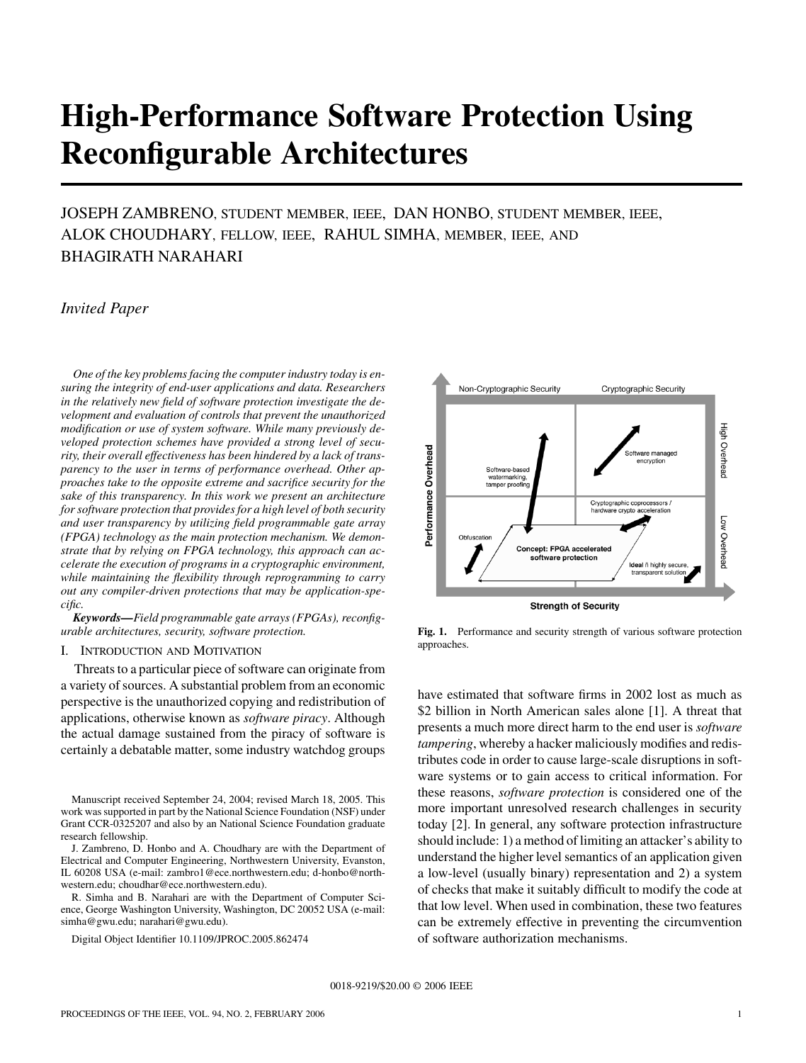# High-Performance Software Protection Using Reconfigurable Architectures

JOSEPH ZAMBRENO, STUDENT MEMBER, IEEE, DAN HONBO, STUDENT MEMBER, IEEE, ALOK CHOUDHARY, FELLOW, IEEE, RAHUL SIMHA, MEMBER, IEEE, AND BHAGIRATH NARAHARI

*Invited Paper*

*One of the key problems facing the computer industry today is ensuring the integrity of end-user applications and data. Researchers in the relatively new field of software protection investigate the development and evaluation of controls that prevent the unauthorized modification or use of system software. While many previously developed protection schemes have provided a strong level of security, their overall effectiveness has been hindered by a lack of transparency to the user in terms of performance overhead. Other approaches take to the opposite extreme and sacrifice security for the sake of this transparency. In this work we present an architecture for software protection that provides for a high level of both security and user transparency by utilizing field programmable gate array (FPGA) technology as the main protection mechanism. We demonstrate that by relying on FPGA technology, this approach can accelerate the execution of programs in a cryptographic environment, while maintaining the flexibility through reprogramming to carry out any compiler-driven protections that may be application-specific.*

***Keywords—****Field programmable gate arrays (FPGAs), reconfigurable architectures, security, software protection.*

## I. Introduction and Motivation

Threats to a particular piece of software can originate from a variety of sources. A substantial problem from an economic perspective is the unauthorized copying and redistribution of applications, otherwise known as *software piracy*. Although the actual damage sustained from the piracy of software is certainly a debatable matter, some industry watchdog groups have estimated that software firms in 2002 lost as much as \$2 billion in North American sales alone [1]. A threat that presents a much more direct harm to the end user is *software tampering*, whereby a hacker maliciously modifies and redistributes code in order to cause large-scale disruptions in software systems or to gain access to critical information. For these reasons, *software protection* is considered one of the more important unresolved research challenges in security today [2]. In general, any software protection infrastructure should include: 1) a method of limiting an attacker's ability to understand the higher level semantics of an application given a low-level (usually binary) representation and 2) a system of checks that make it suitably difficult to modify the code at that low level. When used in combination, these two features can be extremely effective in preventing the circumvention of software authorization mechanisms.

Non-Cryptographic Security
Cryptographic Security
Performance Overhead
High Overhead
Low Overhead
Software-based watermarking, tamper proofing
Software managed encryption
Cryptographic coprocessors / hardware crypto acceleration
Obfuscation
Concept: FPGA accelerated software protection
Ideal – highly secure, transparent solution
Strength of Security

**Fig. 1.** Performance and security strength of various software protection approaches.

Manuscript received September 24, 2004; revised March 18, 2005. This work was supported in part by the National Science Foundation (NSF) under Grant CCR-0325207 and also by an National Science Foundation graduate research fellowship.

J. Zambreno, D. Honbo and A. Choudhary are with the Department of Electrical and Computer Engineering, Northwestern University, Evanston, IL 60208 USA (e-mail: zambro1@ece.northwestern.edu; d-honbo@northwestern.edu; choudhar@ece.northwestern.edu).

R. Simha and B. Narahari are with the Department of Computer Science, George Washington University, Washington, DC 20052 USA (e-mail: simha@gwu.edu; narahari@gwu.edu).

Digital Object Identifier 10.1109/JPROC.2005.862474

0018-9219/\$20.00 © 2006 IEEE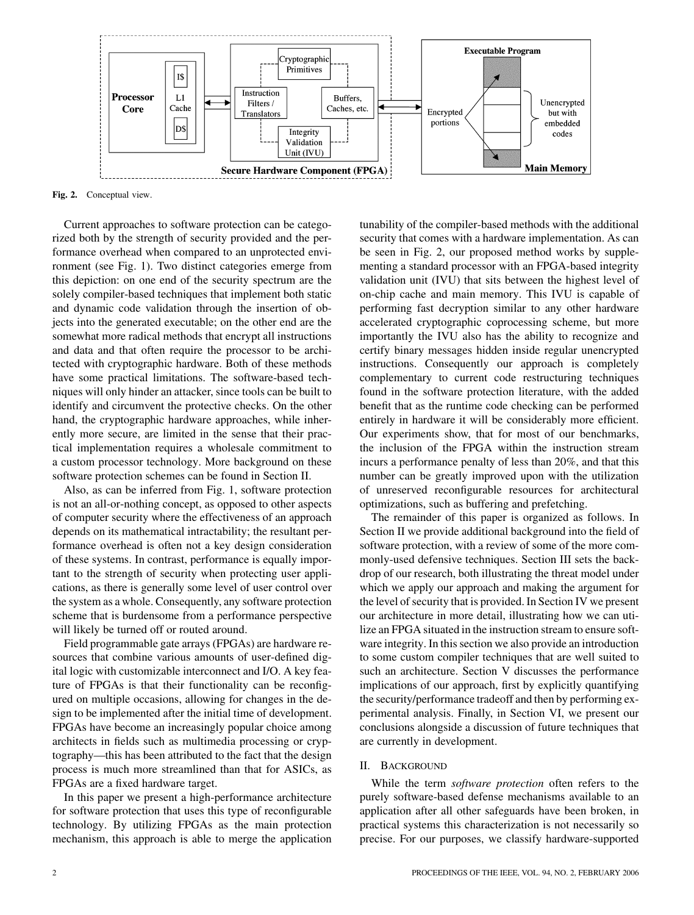Secure Hardware Component (FPGA)

Processor Core

L1 Cache

I$

D$

Cryptographic Primitives

Instruction Filters / Translators

Buffers, Caches, etc.

Integrity Validation Unit (IVU)

Executable Program

Encrypted portions

Unencrypted but with embedded codes

Main Memory

**Fig. 2.** Conceptual view.

Current approaches to software protection can be categorized both by the strength of security provided and the performance overhead when compared to an unprotected environment (see Fig. 1). Two distinct categories emerge from this depiction: on one end of the security spectrum are the solely compiler-based techniques that implement both static and dynamic code validation through the insertion of objects into the generated executable; on the other end are the somewhat more radical methods that encrypt all instructions and data and that often require the processor to be architected with cryptographic hardware. Both of these methods have some practical limitations. The software-based techniques will only hinder an attacker, since tools can be built to identify and circumvent the protective checks. On the other hand, the cryptographic hardware approaches, while inherently more secure, are limited in the sense that their practical implementation requires a wholesale commitment to a custom processor technology. More background on these software protection schemes can be found in Section II.

Also, as can be inferred from Fig. 1, software protection is not an all-or-nothing concept, as opposed to other aspects of computer security where the effectiveness of an approach depends on its mathematical intractability; the resultant performance overhead is often not a key design consideration of these systems. In contrast, performance is equally important to the strength of security when protecting user applications, as there is generally some level of user control over the system as a whole. Consequently, any software protection scheme that is burdensome from a performance perspective will likely be turned off or routed around.

Field programmable gate arrays (FPGAs) are hardware resources that combine various amounts of user-defined digital logic with customizable interconnect and I/O. A key feature of FPGAs is that their functionality can be reconfigured on multiple occasions, allowing for changes in the design to be implemented after the initial time of development. FPGAs have become an increasingly popular choice among architects in fields such as multimedia processing or cryptography—this has been attributed to the fact that the design process is much more streamlined than that for ASICs, as FPGAs are a fixed hardware target.

In this paper we present a high-performance architecture for software protection that uses this type of reconfigurable technology. By utilizing FPGAs as the main protection mechanism, this approach is able to merge the application tunability of the compiler-based methods with the additional security that comes with a hardware implementation. As can be seen in Fig. 2, our proposed method works by supplementing a standard processor with an FPGA-based integrity validation unit (IVU) that sits between the highest level of on-chip cache and main memory. This IVU is capable of performing fast decryption similar to any other hardware accelerated cryptographic coprocessing scheme, but more importantly the IVU also has the ability to recognize and certify binary messages hidden inside regular unencrypted instructions. Consequently our approach is completely complementary to current code restructuring techniques found in the software protection literature, with the added benefit that as the runtime code checking can be performed entirely in hardware it will be considerably more efficient. Our experiments show, that for most of our benchmarks, the inclusion of the FPGA within the instruction stream incurs a performance penalty of less than 20%, and that this number can be greatly improved upon with the utilization of unreserved reconfigurable resources for architectural optimizations, such as buffering and prefetching.

The remainder of this paper is organized as follows. In Section II we provide additional background into the field of software protection, with a review of some of the more commonly-used defensive techniques. Section III sets the backdrop of our research, both illustrating the threat model under which we apply our approach and making the argument for the level of security that is provided. In Section IV we present our architecture in more detail, illustrating how we can utilize an FPGA situated in the instruction stream to ensure software integrity. In this section we also provide an introduction to some custom compiler techniques that are well suited to such an architecture. Section V discusses the performance implications of our approach, first by explicitly quantifying the security/performance tradeoff and then by performing experimental analysis. Finally, in Section VI, we present our conclusions alongside a discussion of future techniques that are currently in development.

## II. Background

While the term *software protection* often refers to the purely software-based defense mechanisms available to an application after all other safeguards have been broken, in practical systems this characterization is not necessarily so precise. For our purposes, we classify hardware-supported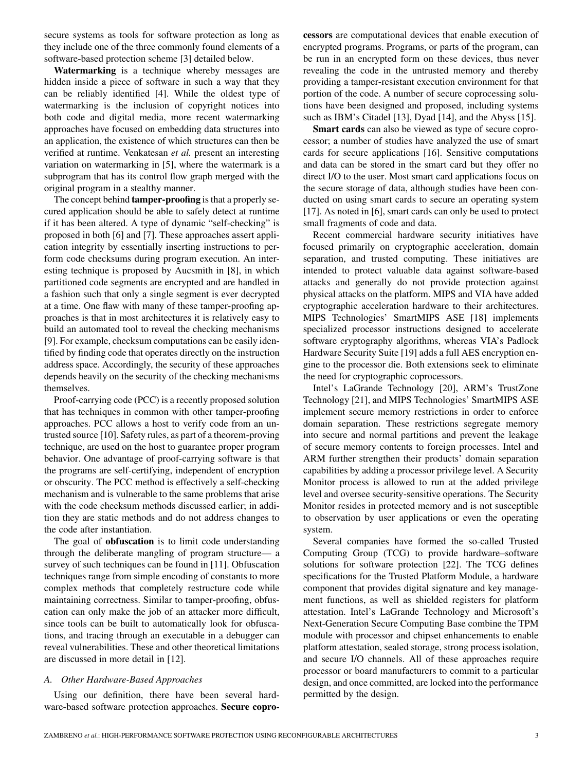secure systems as tools for software protection as long as they include one of the three commonly found elements of a software-based protection scheme [3] detailed below.

**Watermarking** is a technique whereby messages are hidden inside a piece of software in such a way that they can be reliably identified [4]. While the oldest type of watermarking is the inclusion of copyright notices into both code and digital media, more recent watermarking approaches have focused on embedding data structures into an application, the existence of which structures can then be verified at runtime. Venkatesan *et al.* present an interesting variation on watermarking in [5], where the watermark is a subprogram that has its control flow graph merged with the original program in a stealthy manner.

The concept behind **tamper-proofing** is that a properly secured application should be able to safely detect at runtime if it has been altered. A type of dynamic "self-checking" is proposed in both [6] and [7]. These approaches assert application integrity by essentially inserting instructions to perform code checksums during program execution. An interesting technique is proposed by Aucsmith in [8], in which partitioned code segments are encrypted and are handled in a fashion such that only a single segment is ever decrypted at a time. One flaw with many of these tamper-proofing approaches is that in most architectures it is relatively easy to build an automated tool to reveal the checking mechanisms [9]. For example, checksum computations can be easily identified by finding code that operates directly on the instruction address space. Accordingly, the security of these approaches depends heavily on the security of the checking mechanisms themselves.

Proof-carrying code (PCC) is a recently proposed solution that has techniques in common with other tamper-proofing approaches. PCC allows a host to verify code from an untrusted source [10]. Safety rules, as part of a theorem-proving technique, are used on the host to guarantee proper program behavior. One advantage of proof-carrying software is that the programs are self-certifying, independent of encryption or obscurity. The PCC method is effectively a self-checking mechanism and is vulnerable to the same problems that arise with the code checksum methods discussed earlier; in addition they are static methods and do not address changes to the code after instantiation.

The goal of **obfuscation** is to limit code understanding through the deliberate mangling of program structure— a survey of such techniques can be found in [11]. Obfuscation techniques range from simple encoding of constants to more complex methods that completely restructure code while maintaining correctness. Similar to tamper-proofing, obfuscation can only make the job of an attacker more difficult, since tools can be built to automatically look for obfuscations, and tracing through an executable in a debugger can reveal vulnerabilities. These and other theoretical limitations are discussed in more detail in [12].

### *A. Other Hardware-Based Approaches*

Using our definition, there have been several hardware-based software protection approaches. **Secure coprocessors** are computational devices that enable execution of encrypted programs. Programs, or parts of the program, can be run in an encrypted form on these devices, thus never revealing the code in the untrusted memory and thereby providing a tamper-resistant execution environment for that portion of the code. A number of secure coprocessing solutions have been designed and proposed, including systems such as IBM's Citadel [13], Dyad [14], and the Abyss [15].

**Smart cards** can also be viewed as type of secure coprocessor; a number of studies have analyzed the use of smart cards for secure applications [16]. Sensitive computations and data can be stored in the smart card but they offer no direct I/O to the user. Most smart card applications focus on the secure storage of data, although studies have been conducted on using smart cards to secure an operating system [17]. As noted in [6], smart cards can only be used to protect small fragments of code and data.

Recent commercial hardware security initiatives have focused primarily on cryptographic acceleration, domain separation, and trusted computing. These initiatives are intended to protect valuable data against software-based attacks and generally do not provide protection against physical attacks on the platform. MIPS and VIA have added cryptographic acceleration hardware to their architectures. MIPS Technologies' SmartMIPS ASE [18] implements specialized processor instructions designed to accelerate software cryptography algorithms, whereas VIA's Padlock Hardware Security Suite [19] adds a full AES encryption engine to the processor die. Both extensions seek to eliminate the need for cryptographic coprocessors.

Intel's LaGrande Technology [20], ARM's TrustZone Technology [21], and MIPS Technologies' SmartMIPS ASE implement secure memory restrictions in order to enforce domain separation. These restrictions segregate memory into secure and normal partitions and prevent the leakage of secure memory contents to foreign processes. Intel and ARM further strengthen their products' domain separation capabilities by adding a processor privilege level. A Security Monitor process is allowed to run at the added privilege level and oversee security-sensitive operations. The Security Monitor resides in protected memory and is not susceptible to observation by user applications or even the operating system.

Several companies have formed the so-called Trusted Computing Group (TCG) to provide hardware–software solutions for software protection [22]. The TCG defines specifications for the Trusted Platform Module, a hardware component that provides digital signature and key management functions, as well as shielded registers for platform attestation. Intel's LaGrande Technology and Microsoft's Next-Generation Secure Computing Base combine the TPM module with processor and chipset enhancements to enable platform attestation, sealed storage, strong process isolation, and secure I/O channels. All of these approaches require processor or board manufacturers to commit to a particular design, and once committed, are locked into the performance permitted by the design.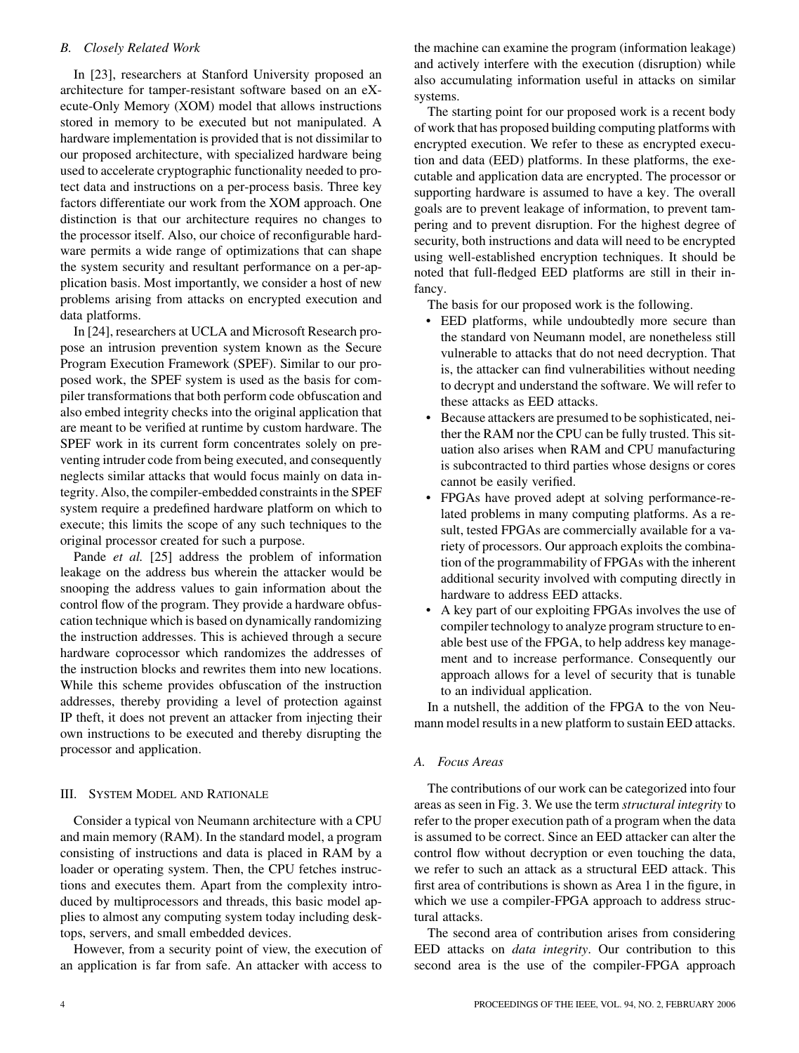### B. Closely Related Work

In [23], researchers at Stanford University proposed an architecture for tamper-resistant software based on an eXecute-Only Memory (XOM) model that allows instructions stored in memory to be executed but not manipulated. A hardware implementation is provided that is not dissimilar to our proposed architecture, with specialized hardware being used to accelerate cryptographic functionality needed to protect data and instructions on a per-process basis. Three key factors differentiate our work from the XOM approach. One distinction is that our architecture requires no changes to the processor itself. Also, our choice of reconfigurable hardware permits a wide range of optimizations that can shape the system security and resultant performance on a per-application basis. Most importantly, we consider a host of new problems arising from attacks on encrypted execution and data platforms.

In [24], researchers at UCLA and Microsoft Research propose an intrusion prevention system known as the Secure Program Execution Framework (SPEF). Similar to our proposed work, the SPEF system is used as the basis for compiler transformations that both perform code obfuscation and also embed integrity checks into the original application that are meant to be verified at runtime by custom hardware. The SPEF work in its current form concentrates solely on preventing intruder code from being executed, and consequently neglects similar attacks that would focus mainly on data integrity. Also, the compiler-embedded constraints in the SPEF system require a predefined hardware platform on which to execute; this limits the scope of any such techniques to the original processor created for such a purpose.

Pande *et al.* [25] address the problem of information leakage on the address bus wherein the attacker would be snooping the address values to gain information about the control flow of the program. They provide a hardware obfuscation technique which is based on dynamically randomizing the instruction addresses. This is achieved through a secure hardware coprocessor which randomizes the addresses of the instruction blocks and rewrites them into new locations. While this scheme provides obfuscation of the instruction addresses, thereby providing a level of protection against IP theft, it does not prevent an attacker from injecting their own instructions to be executed and thereby disrupting the processor and application.

## III. System Model and Rationale

Consider a typical von Neumann architecture with a CPU and main memory (RAM). In the standard model, a program consisting of instructions and data is placed in RAM by a loader or operating system. Then, the CPU fetches instructions and executes them. Apart from the complexity introduced by multiprocessors and threads, this basic model applies to almost any computing system today including desktops, servers, and small embedded devices.

However, from a security point of view, the execution of an application is far from safe. An attacker with access to the machine can examine the program (information leakage) and actively interfere with the execution (disruption) while also accumulating information useful in attacks on similar systems.

The starting point for our proposed work is a recent body of work that has proposed building computing platforms with encrypted execution. We refer to these as encrypted execution and data (EED) platforms. In these platforms, the executable and application data are encrypted. The processor or supporting hardware is assumed to have a key. The overall goals are to prevent leakage of information, to prevent tampering and to prevent disruption. For the highest degree of security, both instructions and data will need to be encrypted using well-established encryption techniques. It should be noted that full-fledged EED platforms are still in their infancy.

The basis for our proposed work is the following.

- EED platforms, while undoubtedly more secure than the standard von Neumann model, are nonetheless still vulnerable to attacks that do not need decryption. That is, the attacker can find vulnerabilities without needing to decrypt and understand the software. We will refer to these attacks as EED attacks.
- Because attackers are presumed to be sophisticated, neither the RAM nor the CPU can be fully trusted. This situation also arises when RAM and CPU manufacturing is subcontracted to third parties whose designs or cores cannot be easily verified.
- FPGAs have proved adept at solving performance-related problems in many computing platforms. As a result, tested FPGAs are commercially available for a variety of processors. Our approach exploits the combination of the programmability of FPGAs with the inherent additional security involved with computing directly in hardware to address EED attacks.
- A key part of our exploiting FPGAs involves the use of compiler technology to analyze program structure to enable best use of the FPGA, to help address key management and to increase performance. Consequently our approach allows for a level of security that is tunable to an individual application.

In a nutshell, the addition of the FPGA to the von Neumann model results in a new platform to sustain EED attacks.

### A. Focus Areas

The contributions of our work can be categorized into four areas as seen in Fig. 3. We use the term *structural integrity* to refer to the proper execution path of a program when the data is assumed to be correct. Since an EED attacker can alter the control flow without decryption or even touching the data, we refer to such an attack as a structural EED attack. This first area of contributions is shown as Area 1 in the figure, in which we use a compiler-FPGA approach to address structural attacks.

The second area of contribution arises from considering EED attacks on *data integrity*. Our contribution to this second area is the use of the compiler-FPGA approach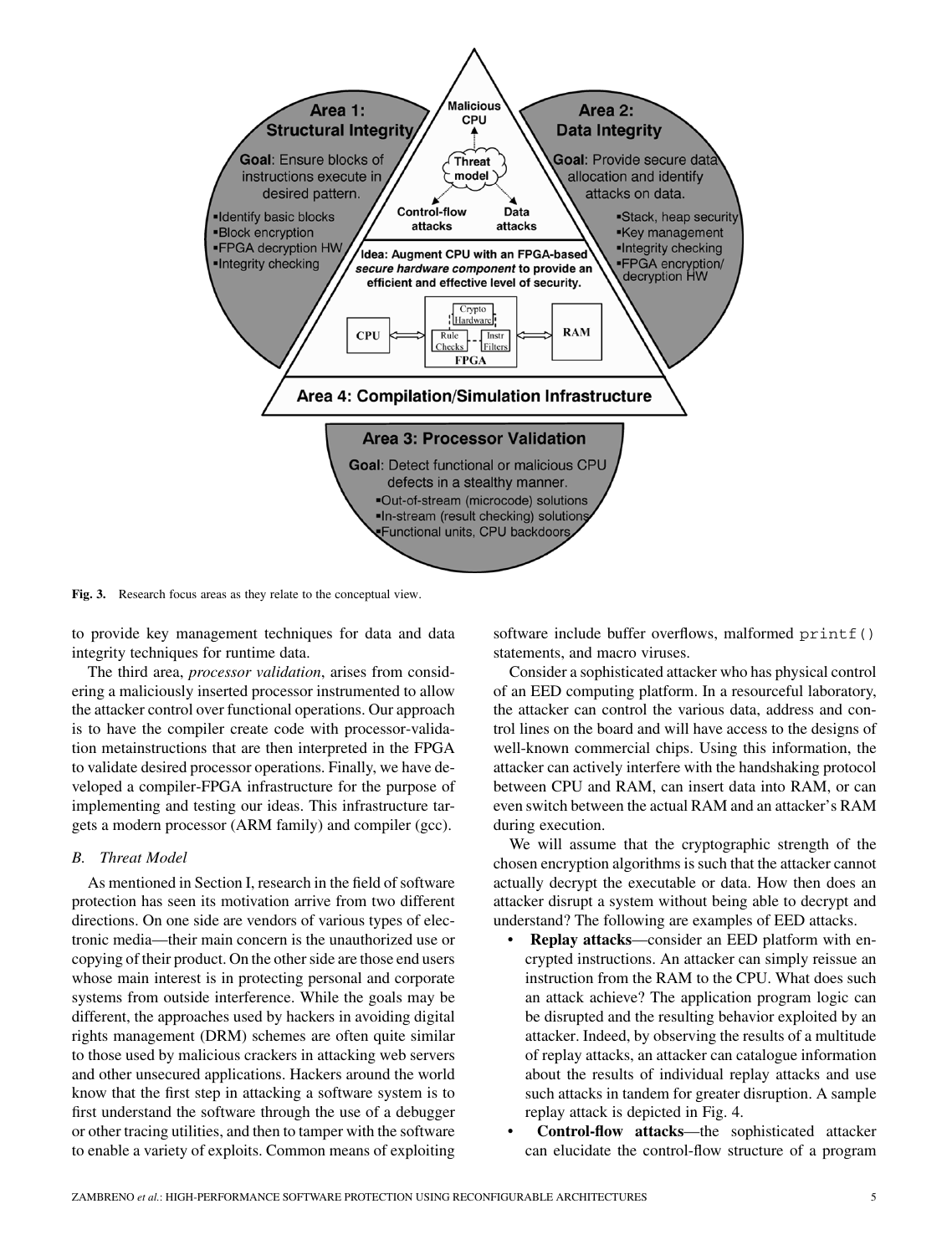Fig. 3. Research focus areas as they relate to the conceptual view.

to provide key management techniques for data and data integrity techniques for runtime data.

The third area, *processor validation*, arises from considering a maliciously inserted processor instrumented to allow the attacker control over functional operations. Our approach is to have the compiler create code with processor-validation metainstructions that are then interpreted in the FPGA to validate desired processor operations. Finally, we have developed a compiler-FPGA infrastructure for the purpose of implementing and testing our ideas. This infrastructure targets a modern processor (ARM family) and compiler (gcc).

### *B. Threat Model*

As mentioned in Section I, research in the field of software protection has seen its motivation arrive from two different directions. On one side are vendors of various types of electronic media—their main concern is the unauthorized use or copying of their product. On the other side are those end users whose main interest is in protecting personal and corporate systems from outside interference. While the goals may be different, the approaches used by hackers in avoiding digital rights management (DRM) schemes are often quite similar to those used by malicious crackers in attacking web servers and other unsecured applications. Hackers around the world know that the first step in attacking a software system is to first understand the software through the use of a debugger or other tracing utilities, and then to tamper with the software to enable a variety of exploits. Common means of exploiting software include buffer overflows, malformed `printf()` statements, and macro viruses.

Consider a sophisticated attacker who has physical control of an EED computing platform. In a resourceful laboratory, the attacker can control the various data, address and control lines on the board and will have access to the designs of well-known commercial chips. Using this information, the attacker can actively interfere with the handshaking protocol between CPU and RAM, can insert data into RAM, or can even switch between the actual RAM and an attacker's RAM during execution.

We will assume that the cryptographic strength of the chosen encryption algorithms is such that the attacker cannot actually decrypt the executable or data. How then does an attacker disrupt a system without being able to decrypt and understand? The following are examples of EED attacks.

- **Replay attacks**—consider an EED platform with encrypted instructions. An attacker can simply reissue an instruction from the RAM to the CPU. What does such an attack achieve? The application program logic can be disrupted and the resulting behavior exploited by an attacker. Indeed, by observing the results of a multitude of replay attacks, an attacker can catalogue information about the results of individual replay attacks and use such attacks in tandem for greater disruption. A sample replay attack is depicted in Fig. 4.
- **Control-flow attacks**—the sophisticated attacker can elucidate the control-flow structure of a program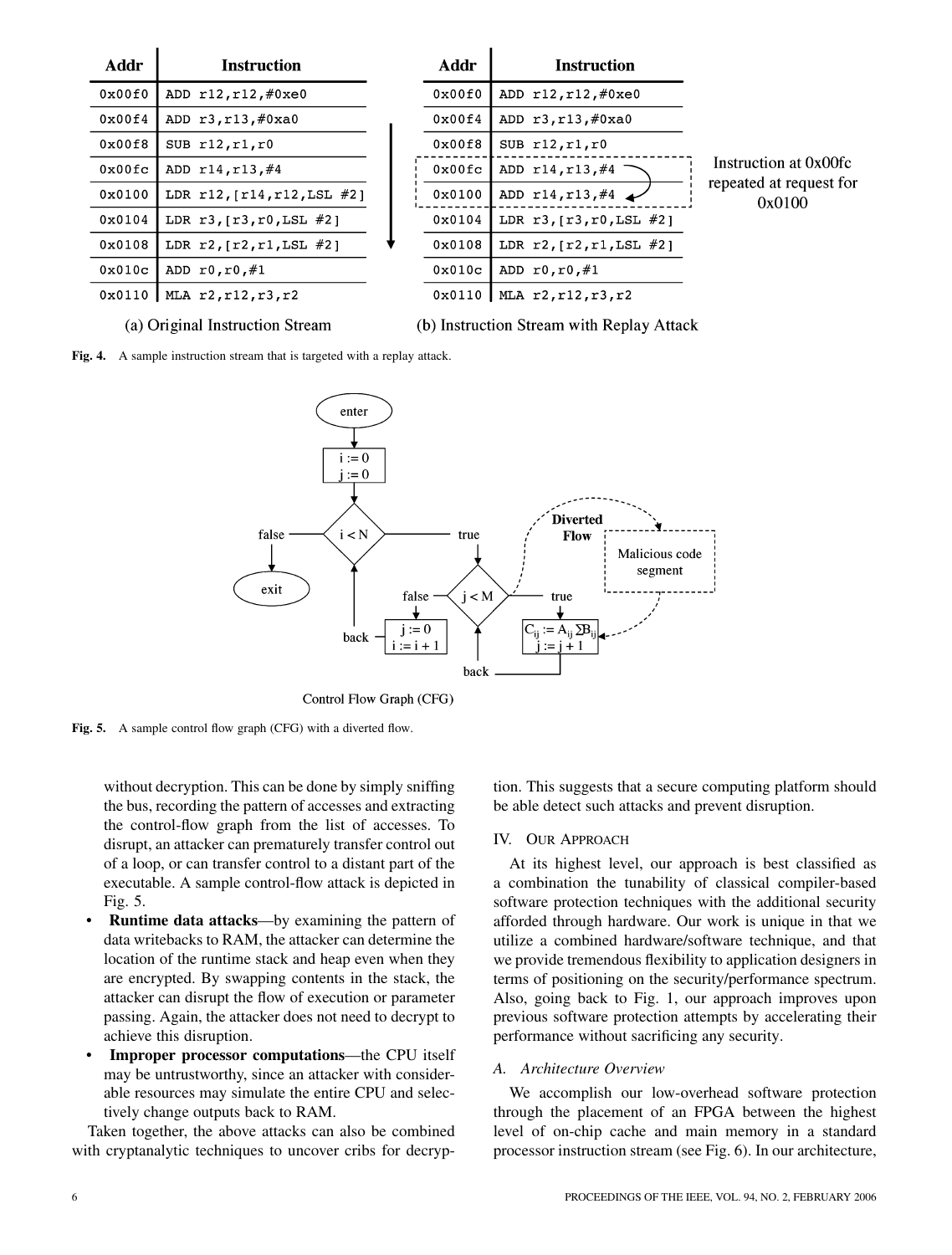| Addr | Instruction |
| --- | --- |
| 0x00f0 | ADD r12,r12,#0xe0 |
| 0x00f4 | ADD r3,r13,#0xa0 |
| 0x00f8 | SUB r12,r1,r0 |
| 0x00fc | ADD r14,r13,#4 |
| 0x0100 | LDR r12,[r14,r12,LSL #2] |
| 0x0104 | LDR r3,[r3,r0,LSL #2] |
| 0x0108 | LDR r2,[r2,r1,LSL #2] |
| 0x010c | ADD r0,r0,#1 |
| 0x0110 | MLA r2,r12,r3,r2 |

(a) Original Instruction Stream

| Addr | Instruction |
| --- | --- |
| 0x00f0 | ADD r12,r12,#0xe0 |
| 0x00f4 | ADD r3,r13,#0xa0 |
| 0x00f8 | SUB r12,r1,r0 |
| 0x00fc | ADD r14,r13,#4 |
| 0x0100 | ADD r14,r13,#4 |
| 0x0104 | LDR r3,[r3,r0,LSL #2] |
| 0x0108 | LDR r2,[r2,r1,LSL #2] |
| 0x010c | ADD r0,r0,#1 |
| 0x0110 | MLA r2,r12,r3,r2 |

Instruction at 0x00fc repeated at request for 0x0100

(b) Instruction Stream with Replay Attack

**Fig. 4.** A sample instruction stream that is targeted with a replay attack.

enter

i := 0
j := 0

i < N

false

true

exit

j < M

false

true

Diverted Flow

Malicious code segment

back

j := 0
i := i + 1

$C_{ij} := A_{ij} \sum B_{ij}$
j := j + 1

back

Control Flow Graph (CFG)

**Fig. 5.** A sample control flow graph (CFG) with a diverted flow.

without decryption. This can be done by simply sniffing the bus, recording the pattern of accesses and extracting the control-flow graph from the list of accesses. To disrupt, an attacker can prematurely transfer control out of a loop, or can transfer control to a distant part of the executable. A sample control-flow attack is depicted in Fig. 5.

- **Runtime data attacks**—by examining the pattern of data writebacks to RAM, the attacker can determine the location of the runtime stack and heap even when they are encrypted. By swapping contents in the stack, the attacker can disrupt the flow of execution or parameter passing. Again, the attacker does not need to decrypt to achieve this disruption.
- **Improper processor computations**—the CPU itself may be untrustworthy, since an attacker with considerable resources may simulate the entire CPU and selectively change outputs back to RAM.

Taken together, the above attacks can also be combined with cryptanalytic techniques to uncover cribs for decryption. This suggests that a secure computing platform should be able detect such attacks and prevent disruption.

## IV. Our Approach

At its highest level, our approach is best classified as a combination the tunability of classical compiler-based software protection techniques with the additional security afforded through hardware. Our work is unique in that we utilize a combined hardware/software technique, and that we provide tremendous flexibility to application designers in terms of positioning on the security/performance spectrum. Also, going back to Fig. 1, our approach improves upon previous software protection attempts by accelerating their performance without sacrificing any security.

### A. Architecture Overview

We accomplish our low-overhead software protection through the placement of an FPGA between the highest level of on-chip cache and main memory in a standard processor instruction stream (see Fig. 6). In our architecture,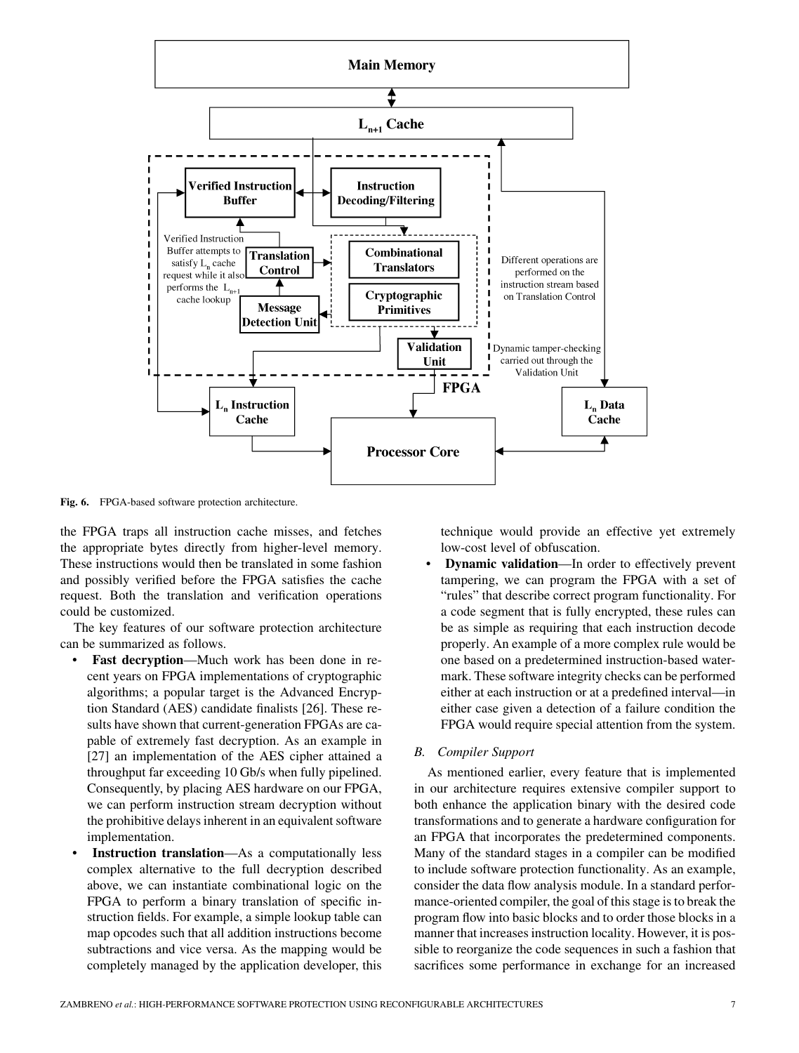Fig. 6. FPGA-based software protection architecture.

the FPGA traps all instruction cache misses, and fetches the appropriate bytes directly from higher-level memory. These instructions would then be translated in some fashion and possibly verified before the FPGA satisfies the cache request. Both the translation and verification operations could be customized.

The key features of our software protection architecture can be summarized as follows.

- **Fast decryption**—Much work has been done in recent years on FPGA implementations of cryptographic algorithms; a popular target is the Advanced Encryption Standard (AES) candidate finalists [26]. These results have shown that current-generation FPGAs are capable of extremely fast decryption. As an example in [27] an implementation of the AES cipher attained a throughput far exceeding 10 Gb/s when fully pipelined. Consequently, by placing AES hardware on our FPGA, we can perform instruction stream decryption without the prohibitive delays inherent in an equivalent software implementation.
- **Instruction translation**—As a computationally less complex alternative to the full decryption described above, we can instantiate combinational logic on the FPGA to perform a binary translation of specific instruction fields. For example, a simple lookup table can map opcodes such that all addition instructions become subtractions and vice versa. As the mapping would be completely managed by the application developer, this technique would provide an effective yet extremely low-cost level of obfuscation.
- **Dynamic validation**—In order to effectively prevent tampering, we can program the FPGA with a set of "rules" that describe correct program functionality. For a code segment that is fully encrypted, these rules can be as simple as requiring that each instruction decode properly. An example of a more complex rule would be one based on a predetermined instruction-based watermark. These software integrity checks can be performed either at each instruction or at a predefined interval—in either case given a detection of a failure condition the FPGA would require special attention from the system.

### B. Compiler Support

As mentioned earlier, every feature that is implemented in our architecture requires extensive compiler support to both enhance the application binary with the desired code transformations and to generate a hardware configuration for an FPGA that incorporates the predetermined components. Many of the standard stages in a compiler can be modified to include software protection functionality. As an example, consider the data flow analysis module. In a standard performance-oriented compiler, the goal of this stage is to break the program flow into basic blocks and to order those blocks in a manner that increases instruction locality. However, it is possible to reorganize the code sequences in such a fashion that sacrifices some performance in exchange for an increased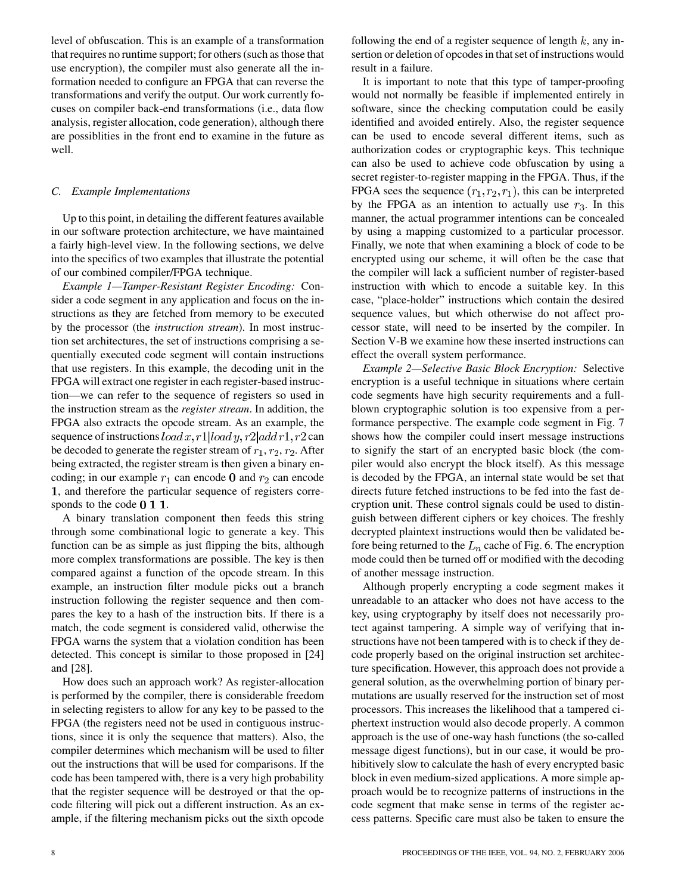level of obfuscation. This is an example of a transformation that requires no runtime support; for others (such as those that use encryption), the compiler must also generate all the information needed to configure an FPGA that can reverse the transformations and verify the output. Our work currently focuses on compiler back-end transformations (i.e., data flow analysis, register allocation, code generation), although there are possiblities in the front end to examine in the future as well.

### C. Example Implementations

Up to this point, in detailing the different features available in our software protection architecture, we have maintained a fairly high-level view. In the following sections, we delve into the specifics of two examples that illustrate the potential of our combined compiler/FPGA technique.

*Example 1—Tamper-Resistant Register Encoding:* Consider a code segment in any application and focus on the instructions as they are fetched from memory to be executed by the processor (the *instruction stream*). In most instruction set architectures, the set of instructions comprising a sequentially executed code segment will contain instructions that use registers. In this example, the decoding unit in the FPGA will extract one register in each register-based instruction—we can refer to the sequence of registers so used in the instruction stream as the *register stream*. In addition, the FPGA also extracts the opcode stream. As an example, the sequence of instructions $load\,x, r1 | load\,y, r2 | add\,r1, r2$ can be decoded to generate the register stream of $r_1, r_2, r_2$. After being extracted, the register stream is then given a binary encoding; in our example $r_1$ can encode **0** and $r_2$ can encode **1**, and therefore the particular sequence of registers corresponds to the code **0 1 1**.

A binary translation component then feeds this string through some combinational logic to generate a key. This function can be as simple as just flipping the bits, although more complex transformations are possible. The key is then compared against a function of the opcode stream. In this example, an instruction filter module picks out a branch instruction following the register sequence and then compares the key to a hash of the instruction bits. If there is a match, the code segment is considered valid, otherwise the FPGA warns the system that a violation condition has been detected. This concept is similar to those proposed in [24] and [28].

How does such an approach work? As register-allocation is performed by the compiler, there is considerable freedom in selecting registers to allow for any key to be passed to the FPGA (the registers need not be used in contiguous instructions, since it is only the sequence that matters). Also, the compiler determines which mechanism will be used to filter out the instructions that will be used for comparisons. If the code has been tampered with, there is a very high probability that the register sequence will be destroyed or that the opcode filtering will pick out a different instruction. As an example, if the filtering mechanism picks out the sixth opcode following the end of a register sequence of length $k$, any insertion or deletion of opcodes in that set of instructions would result in a failure.

It is important to note that this type of tamper-proofing would not normally be feasible if implemented entirely in software, since the checking computation could be easily identified and avoided entirely. Also, the register sequence can be used to encode several different items, such as authorization codes or cryptographic keys. This technique can also be used to achieve code obfuscation by using a secret register-to-register mapping in the FPGA. Thus, if the FPGA sees the sequence $(r_1, r_2, r_1)$, this can be interpreted by the FPGA as an intention to actually use $r_3$. In this manner, the actual programmer intentions can be concealed by using a mapping customized to a particular processor. Finally, we note that when examining a block of code to be encrypted using our scheme, it will often be the case that the compiler will lack a sufficient number of register-based instruction with which to encode a suitable key. In this case, "place-holder" instructions which contain the desired sequence values, but which otherwise do not affect processor state, will need to be inserted by the compiler. In Section V-B we examine how these inserted instructions can effect the overall system performance.

*Example 2—Selective Basic Block Encryption:* Selective encryption is a useful technique in situations where certain code segments have high security requirements and a full-blown cryptographic solution is too expensive from a performance perspective. The example code segment in Fig. 7 shows how the compiler could insert message instructions to signify the start of an encrypted basic block (the compiler would also encrypt the block itself). As this message is decoded by the FPGA, an internal state would be set that directs future fetched instructions to be fed into the fast decryption unit. These control signals could be used to distinguish between different ciphers or key choices. The freshly decrypted plaintext instructions would then be validated before being returned to the $L_n$ cache of Fig. 6. The encryption mode could then be turned off or modified with the decoding of another message instruction.

Although properly encrypting a code segment makes it unreadable to an attacker who does not have access to the key, using cryptography by itself does not necessarily protect against tampering. A simple way of verifying that instructions have not been tampered with is to check if they decode properly based on the original instruction set architecture specification. However, this approach does not provide a general solution, as the overwhelming portion of binary permutations are usually reserved for the instruction set of most processors. This increases the likelihood that a tampered ciphertext instruction would also decode properly. A common approach is the use of one-way hash functions (the so-called message digest functions), but in our case, it would be prohibitively slow to calculate the hash of every encrypted basic block in even medium-sized applications. A more simple approach would be to recognize patterns of instructions in the code segment that make sense in terms of the register access patterns. Specific care must also be taken to ensure the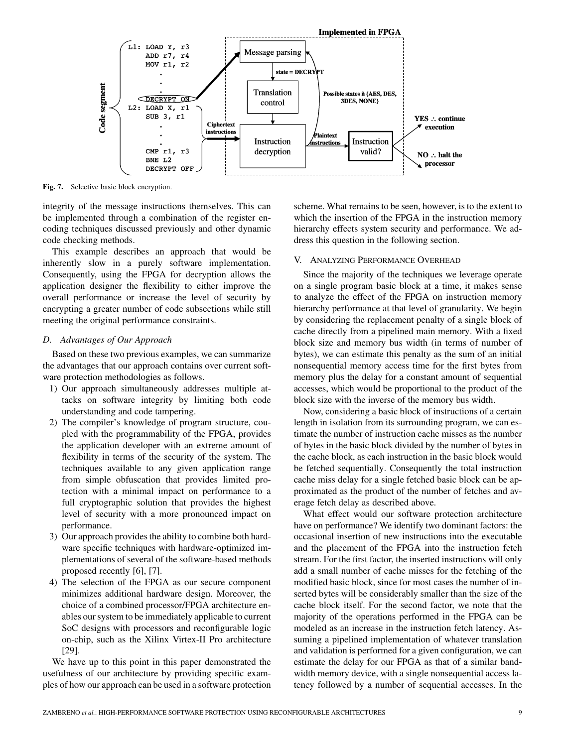Fig. 7. Selective basic block encryption.

integrity of the message instructions themselves. This can be implemented through a combination of the register encoding techniques discussed previously and other dynamic code checking methods.

This example describes an approach that would be inherently slow in a purely software implementation. Consequently, using the FPGA for decryption allows the application designer the flexibility to either improve the overall performance or increase the level of security by encrypting a greater number of code subsections while still meeting the original performance constraints.

### D. Advantages of Our Approach

Based on these two previous examples, we can summarize the advantages that our approach contains over current software protection methodologies as follows.

1) Our approach simultaneously addresses multiple attacks on software integrity by limiting both code understanding and code tampering.
2) The compiler's knowledge of program structure, coupled with the programmability of the FPGA, provides the application developer with an extreme amount of flexibility in terms of the security of the system. The techniques available to any given application range from simple obfuscation that provides limited protection with a minimal impact on performance to a full cryptographic solution that provides the highest level of security with a more pronounced impact on performance.
3) Our approach provides the ability to combine both hardware specific techniques with hardware-optimized implementations of several of the software-based methods proposed recently [6], [7].
4) The selection of the FPGA as our secure component minimizes additional hardware design. Moreover, the choice of a combined processor/FPGA architecture enables our system to be immediately applicable to current SoC designs with processors and reconfigurable logic on-chip, such as the Xilinx Virtex-II Pro architecture [29].

We have up to this point in this paper demonstrated the usefulness of our architecture by providing specific examples of how our approach can be used in a software protection scheme. What remains to be seen, however, is to the extent to which the insertion of the FPGA in the instruction memory hierarchy effects system security and performance. We address this question in the following section.

## V. Analyzing Performance Overhead

Since the majority of the techniques we leverage operate on a single program basic block at a time, it makes sense to analyze the effect of the FPGA on instruction memory hierarchy performance at that level of granularity. We begin by considering the replacement penalty of a single block of cache directly from a pipelined main memory. With a fixed block size and memory bus width (in terms of number of bytes), we can estimate this penalty as the sum of an initial nonsequential memory access time for the first bytes from memory plus the delay for a constant amount of sequential accesses, which would be proportional to the product of the block size with the inverse of the memory bus width.

Now, considering a basic block of instructions of a certain length in isolation from its surrounding program, we can estimate the number of instruction cache misses as the number of bytes in the basic block divided by the number of bytes in the cache block, as each instruction in the basic block would be fetched sequentially. Consequently the total instruction cache miss delay for a single fetched basic block can be approximated as the product of the number of fetches and average fetch delay as described above.

What effect would our software protection architecture have on performance? We identify two dominant factors: the occasional insertion of new instructions into the executable and the placement of the FPGA into the instruction fetch stream. For the first factor, the inserted instructions will only add a small number of cache misses for the fetching of the modified basic block, since for most cases the number of inserted bytes will be considerably smaller than the size of the cache block itself. For the second factor, we note that the majority of the operations performed in the FPGA can be modeled as an increase in the instruction fetch latency. Assuming a pipelined implementation of whatever translation and validation is performed for a given configuration, we can estimate the delay for our FPGA as that of a similar bandwidth memory device, with a single nonsequential access latency followed by a number of sequential accesses. In the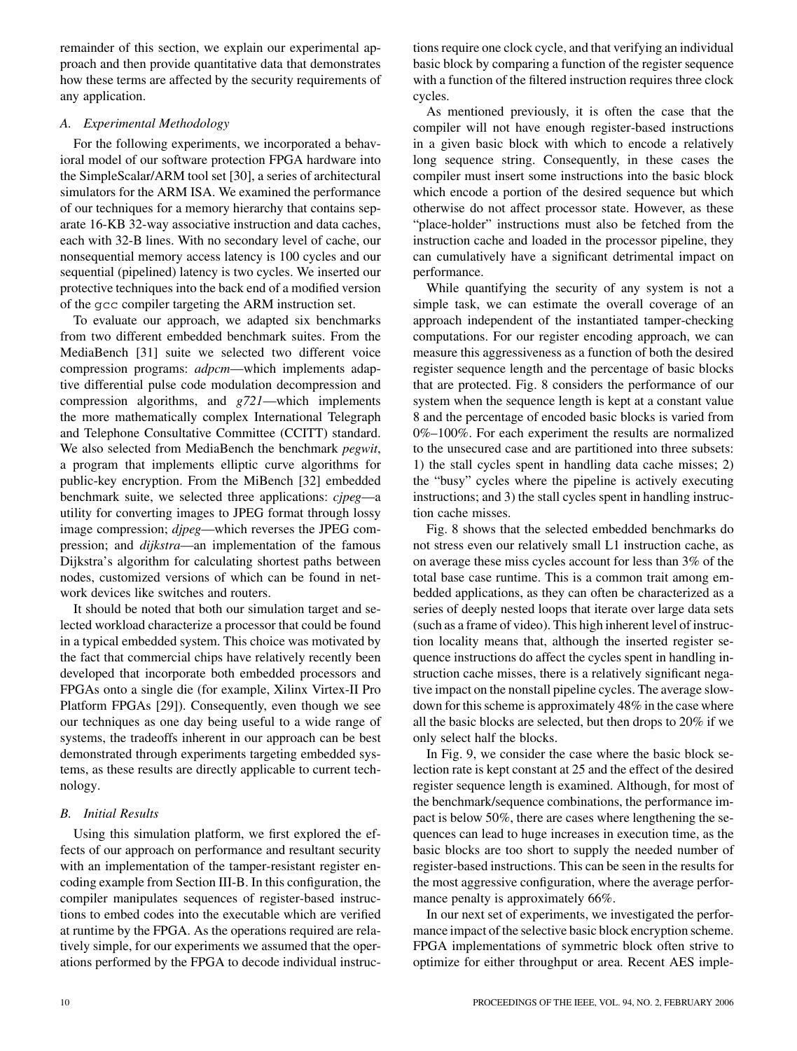remainder of this section, we explain our experimental approach and then provide quantitative data that demonstrates how these terms are affected by the security requirements of any application.

### A. Experimental Methodology

For the following experiments, we incorporated a behavioral model of our software protection FPGA hardware into the SimpleScalar/ARM tool set [30], a series of architectural simulators for the ARM ISA. We examined the performance of our techniques for a memory hierarchy that contains separate 16-KB 32-way associative instruction and data caches, each with 32-B lines. With no secondary level of cache, our nonsequential memory access latency is 100 cycles and our sequential (pipelined) latency is two cycles. We inserted our protective techniques into the back end of a modified version of the gcc compiler targeting the ARM instruction set.

To evaluate our approach, we adapted six benchmarks from two different embedded benchmark suites. From the MediaBench [31] suite we selected two different voice compression programs: *adpcm*—which implements adaptive differential pulse code modulation decompression and compression algorithms, and *g721*—which implements the more mathematically complex International Telegraph and Telephone Consultative Committee (CCITT) standard. We also selected from MediaBench the benchmark *pegwit*, a program that implements elliptic curve algorithms for public-key encryption. From the MiBench [32] embedded benchmark suite, we selected three applications: *cjpeg*—a utility for converting images to JPEG format through lossy image compression; *djpeg*—which reverses the JPEG compression; and *dijkstra*—an implementation of the famous Dijkstra's algorithm for calculating shortest paths between nodes, customized versions of which can be found in network devices like switches and routers.

It should be noted that both our simulation target and selected workload characterize a processor that could be found in a typical embedded system. This choice was motivated by the fact that commercial chips have relatively recently been developed that incorporate both embedded processors and FPGAs onto a single die (for example, Xilinx Virtex-II Pro Platform FPGAs [29]). Consequently, even though we see our techniques as one day being useful to a wide range of systems, the tradeoffs inherent in our approach can be best demonstrated through experiments targeting embedded systems, as these results are directly applicable to current technology.

### B. Initial Results

Using this simulation platform, we first explored the effects of our approach on performance and resultant security with an implementation of the tamper-resistant register encoding example from Section III-B. In this configuration, the compiler manipulates sequences of register-based instructions to embed codes into the executable which are verified at runtime by the FPGA. As the operations required are relatively simple, for our experiments we assumed that the operations performed by the FPGA to decode individual instructions require one clock cycle, and that verifying an individual basic block by comparing a function of the register sequence with a function of the filtered instruction requires three clock cycles.

As mentioned previously, it is often the case that the compiler will not have enough register-based instructions in a given basic block with which to encode a relatively long sequence string. Consequently, in these cases the compiler must insert some instructions into the basic block which encode a portion of the desired sequence but which otherwise do not affect processor state. However, as these "place-holder" instructions must also be fetched from the instruction cache and loaded in the processor pipeline, they can cumulatively have a significant detrimental impact on performance.

While quantifying the security of any system is not a simple task, we can estimate the overall coverage of an approach independent of the instantiated tamper-checking computations. For our register encoding approach, we can measure this aggressiveness as a function of both the desired register sequence length and the percentage of basic blocks that are protected. Fig. 8 considers the performance of our system when the sequence length is kept at a constant value 8 and the percentage of encoded basic blocks is varied from 0%–100%. For each experiment the results are normalized to the unsecured case and are partitioned into three subsets: 1) the stall cycles spent in handling data cache misses; 2) the "busy" cycles where the pipeline is actively executing instructions; and 3) the stall cycles spent in handling instruction cache misses.

Fig. 8 shows that the selected embedded benchmarks do not stress even our relatively small L1 instruction cache, as on average these miss cycles account for less than 3% of the total base case runtime. This is a common trait among embedded applications, as they can often be characterized as a series of deeply nested loops that iterate over large data sets (such as a frame of video). This high inherent level of instruction locality means that, although the inserted register sequence instructions do affect the cycles spent in handling instruction cache misses, there is a relatively significant negative impact on the nonstall pipeline cycles. The average slowdown for this scheme is approximately 48% in the case where all the basic blocks are selected, but then drops to 20% if we only select half the blocks.

In Fig. 9, we consider the case where the basic block selection rate is kept constant at 25 and the effect of the desired register sequence length is examined. Although, for most of the benchmark/sequence combinations, the performance impact is below 50%, there are cases where lengthening the sequences can lead to huge increases in execution time, as the basic blocks are too short to supply the needed number of register-based instructions. This can be seen in the results for the most aggressive configuration, where the average performance penalty is approximately 66%.

In our next set of experiments, we investigated the performance impact of the selective basic block encryption scheme. FPGA implementations of symmetric block often strive to optimize for either throughput or area. Recent AES imple-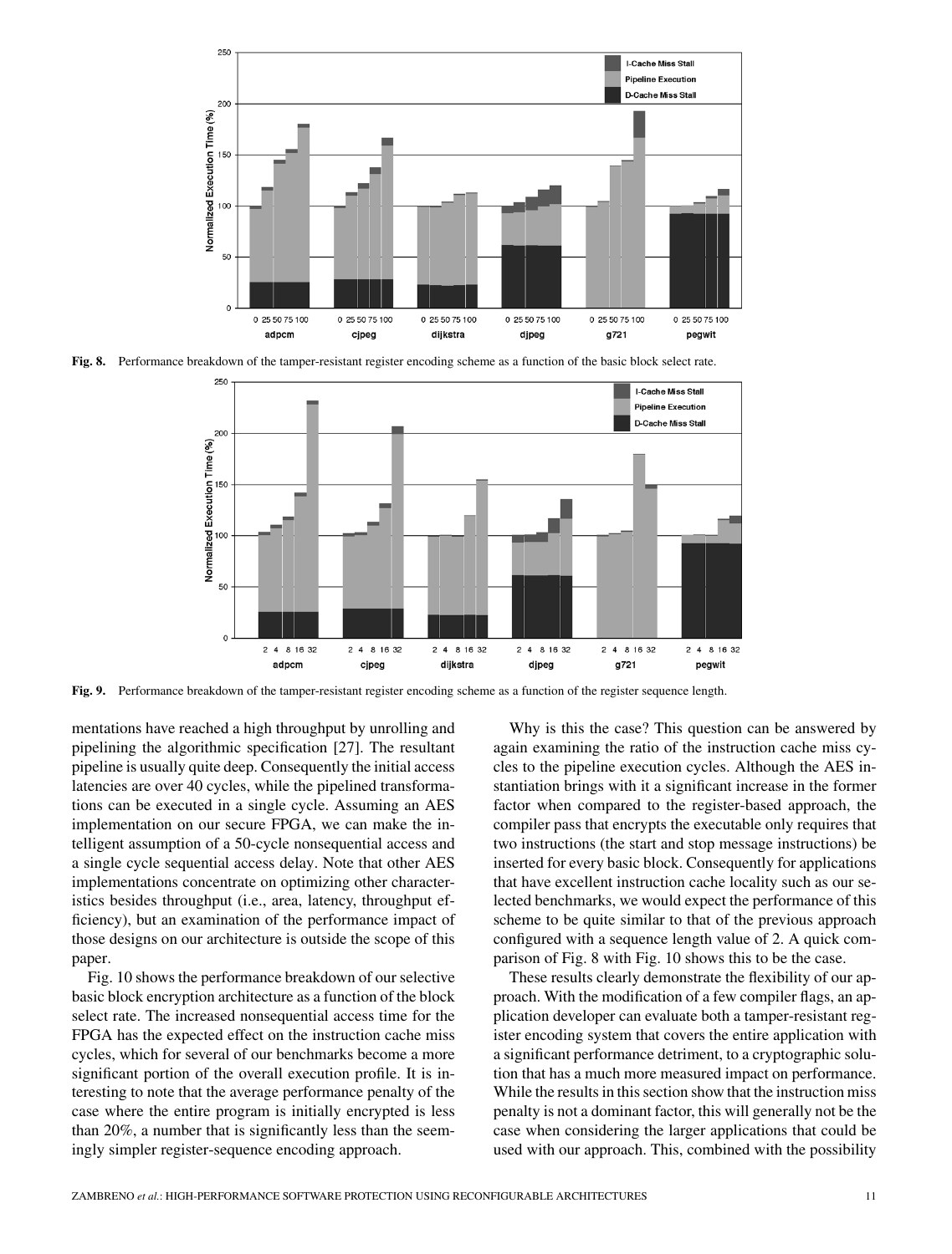Fig. 8. Performance breakdown of the tamper-resistant register encoding scheme as a function of the basic block select rate.

Fig. 9. Performance breakdown of the tamper-resistant register encoding scheme as a function of the register sequence length.

mentations have reached a high throughput by unrolling and pipelining the algorithmic specification [27]. The resultant pipeline is usually quite deep. Consequently the initial access latencies are over 40 cycles, while the pipelined transformations can be executed in a single cycle. Assuming an AES implementation on our secure FPGA, we can make the intelligent assumption of a 50-cycle nonsequential access and a single cycle sequential access delay. Note that other AES implementations concentrate on optimizing other characteristics besides throughput (i.e., area, latency, throughput efficiency), but an examination of the performance impact of those designs on our architecture is outside the scope of this paper.

Fig. 10 shows the performance breakdown of our selective basic block encryption architecture as a function of the block select rate. The increased nonsequential access time for the FPGA has the expected effect on the instruction cache miss cycles, which for several of our benchmarks become a more significant portion of the overall execution profile. It is interesting to note that the average performance penalty of the case where the entire program is initially encrypted is less than 20%, a number that is significantly less than the seemingly simpler register-sequence encoding approach.

Why is this the case? This question can be answered by again examining the ratio of the instruction cache miss cycles to the pipeline execution cycles. Although the AES instantiation brings with it a significant increase in the former factor when compared to the register-based approach, the compiler pass that encrypts the executable only requires that two instructions (the start and stop message instructions) be inserted for every basic block. Consequently for applications that have excellent instruction cache locality such as our selected benchmarks, we would expect the performance of this scheme to be quite similar to that of the previous approach configured with a sequence length value of 2. A quick comparison of Fig. 8 with Fig. 10 shows this to be the case.

These results clearly demonstrate the flexibility of our approach. With the modification of a few compiler flags, an application developer can evaluate both a tamper-resistant register encoding system that covers the entire application with a significant performance detriment, to a cryptographic solution that has a much more measured impact on performance. While the results in this section show that the instruction miss penalty is not a dominant factor, this will generally not be the case when considering the larger applications that could be used with our approach. This, combined with the possibility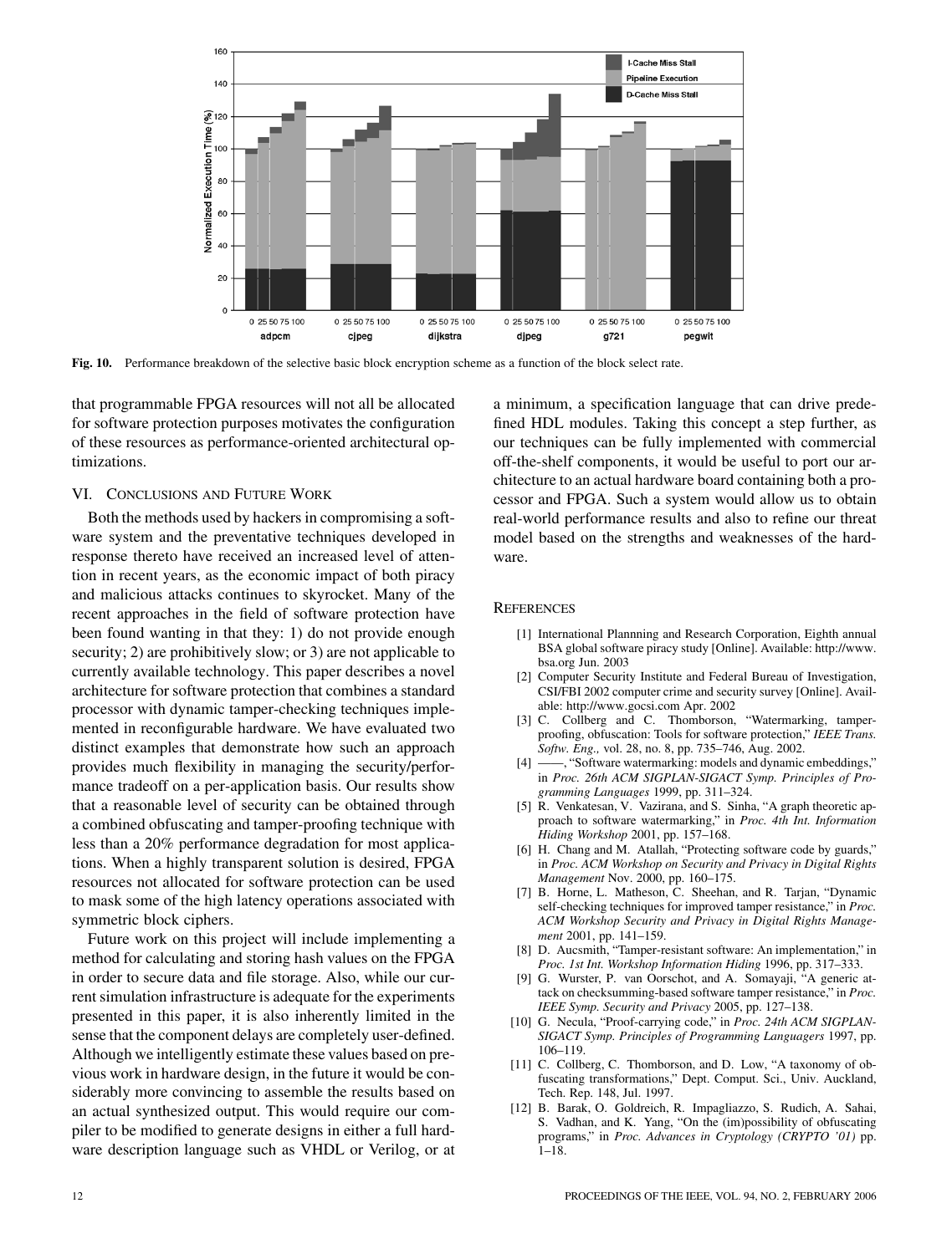160
140
120
100
80
60
40
20
0

Normalized Execution Time (%)

I-Cache Miss Stall
Pipeline Execution
D-Cache Miss Stall

0 25 50 75 100
adpcm
0 25 50 75 100
cjpeg
0 25 50 75 100
dijkstra
0 25 50 75 100
djpeg
0 25 50 75 100
g721
0 25 50 75 100
pegwit

**Fig. 10.** Performance breakdown of the selective basic block encryption scheme as a function of the block select rate.

that programmable FPGA resources will not all be allocated for software protection purposes motivates the configuration of these resources as performance-oriented architectural optimizations.

## VI. Conclusions and Future Work

Both the methods used by hackers in compromising a software system and the preventative techniques developed in response thereto have received an increased level of attention in recent years, as the economic impact of both piracy and malicious attacks continues to skyrocket. Many of the recent approaches in the field of software protection have been found wanting in that they: 1) do not provide enough security; 2) are prohibitively slow; or 3) are not applicable to currently available technology. This paper describes a novel architecture for software protection that combines a standard processor with dynamic tamper-checking techniques implemented in reconfigurable hardware. We have evaluated two distinct examples that demonstrate how such an approach provides much flexibility in managing the security/performance tradeoff on a per-application basis. Our results show that a reasonable level of security can be obtained through a combined obfuscating and tamper-proofing technique with less than a 20% performance degradation for most applications. When a highly transparent solution is desired, FPGA resources not allocated for software protection can be used to mask some of the high latency operations associated with symmetric block ciphers.

Future work on this project will include implementing a method for calculating and storing hash values on the FPGA in order to secure data and file storage. Also, while our current simulation infrastructure is adequate for the experiments presented in this paper, it is also inherently limited in the sense that the component delays are completely user-defined. Although we intelligently estimate these values based on previous work in hardware design, in the future it would be considerably more convincing to assemble the results based on an actual synthesized output. This would require our compiler to be modified to generate designs in either a full hardware description language such as VHDL or Verilog, or at a minimum, a specification language that can drive predefined HDL modules. Taking this concept a step further, as our techniques can be fully implemented with commercial off-the-shelf components, it would be useful to port our architecture to an actual hardware board containing both a processor and FPGA. Such a system would allow us to obtain real-world performance results and also to refine our threat model based on the strengths and weaknesses of the hardware.

## References

[1] International Plannning and Research Corporation, Eighth annual BSA global software piracy study [Online]. Available: http://www.bsa.org Jun. 2003

[2] Computer Security Institute and Federal Bureau of Investigation, CSI/FBI 2002 computer crime and security survey [Online]. Available: http://www.gocsi.com Apr. 2002

[3] C. Collberg and C. Thomborson, "Watermarking, tamper-proofing, obfuscation: Tools for software protection," *IEEE Trans. Softw. Eng.,* vol. 28, no. 8, pp. 735–746, Aug. 2002.

[4] ——, "Software watermarking: models and dynamic embeddings," in *Proc. 26th ACM SIGPLAN-SIGACT Symp. Principles of Programming Languages* 1999, pp. 311–324.

[5] R. Venkatesan, V. Vazirana, and S. Sinha, "A graph theoretic approach to software watermarking," in *Proc. 4th Int. Information Hiding Workshop* 2001, pp. 157–168.

[6] H. Chang and M. Atallah, "Protecting software code by guards," in *Proc. ACM Workshop on Security and Privacy in Digital Rights Management* Nov. 2000, pp. 160–175.

[7] B. Horne, L. Matheson, C. Sheehan, and R. Tarjan, "Dynamic self-checking techniques for improved tamper resistance," in *Proc. ACM Workshop Security and Privacy in Digital Rights Management* 2001, pp. 141–159.

[8] D. Aucsmith, "Tamper-resistant software: An implementation," in *Proc. 1st Int. Workshop Information Hiding* 1996, pp. 317–333.

[9] G. Wurster, P. van Oorschot, and A. Somayaji, "A generic attack on checksumming-based software tamper resistance," in *Proc. IEEE Symp. Security and Privacy* 2005, pp. 127–138.

[10] G. Necula, "Proof-carrying code," in *Proc. 24th ACM SIGPLAN-SIGACT Symp. Principles of Programming Languagers* 1997, pp. 106–119.

[11] C. Collberg, C. Thomborson, and D. Low, "A taxonomy of obfuscating transformations," Dept. Comput. Sci., Univ. Auckland, Tech. Rep. 148, Jul. 1997.

[12] B. Barak, O. Goldreich, R. Impagliazzo, S. Rudich, A. Sahai, S. Vadhan, and K. Yang, "On the (im)possibility of obfuscating programs," in *Proc. Advances in Cryptology (CRYPTO '01)* pp. 1–18.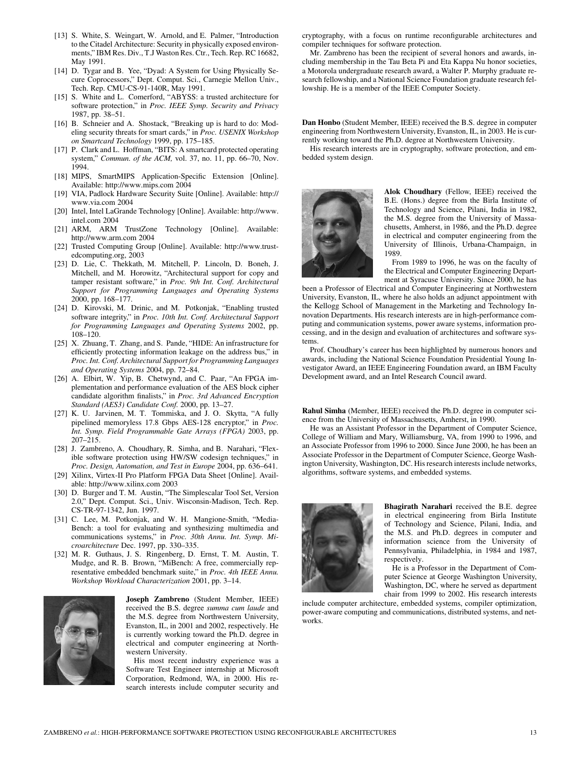[13] S. White, S. Weingart, W. Arnold, and E. Palmer, "Introduction to the Citadel Architecture: Security in physically exposed environments," IBM Res. Div., T.J Waston Res. Ctr., Tech. Rep. RC 16682, May 1991.

[14] D. Tygar and B. Yee, "Dyad: A System for Using Physically Secure Coprocessors," Dept. Comput. Sci., Carnegie Mellon Univ., Tech. Rep. CMU-CS-91-140R, May 1991.

[15] S. White and L. Comerford, "ABYSS: a trusted architecture for software protection," in *Proc. IEEE Symp. Security and Privacy* 1987, pp. 38–51.

[16] B. Schneier and A. Shostack, "Breaking up is hard to do: Modeling security threats for smart cards," in *Proc. USENIX Workshop on Smartcard Technology* 1999, pp. 175–185.

[17] P. Clark and L. Hoffman, "BITS: A smartcard protected operating system," *Commun. of the ACM,* vol. 37, no. 11, pp. 66–70, Nov. 1994.

[18] MIPS, SmartMIPS Application-Specific Extension [Online]. Available: http://www.mips.com 2004

[19] VIA, Padlock Hardware Security Suite [Online]. Available: http://www.via.com 2004

[20] Intel, Intel LaGrande Technology [Online]. Available: http://www.intel.com 2004

[21] ARM, ARM TrustZone Technology [Online]. Available: http://www.arm.com 2004

[22] Trusted Computing Group [Online]. Available: http://www.trustedcomputing.org, 2003

[23] D. Lie, C. Thekkath, M. Mitchell, P. Lincoln, D. Boneh, J. Mitchell, and M. Horowitz, "Architectural support for copy and tamper resistant software," in *Proc. 9th Int. Conf. Architectural Support for Programming Languages and Operating Systems* 2000, pp. 168–177.

[24] D. Kirovski, M. Drinic, and M. Potkonjak, "Enabling trusted software integrity," in *Proc. 10th Int. Conf. Architectural Support for Programming Languages and Operating Systems* 2002, pp. 108–120.

[25] X. Zhuang, T. Zhang, and S. Pande, "HIDE: An infrastructure for efficiently protecting information leakage on the address bus," in *Proc. Int. Conf. Architectural Support for Programming Languages and Operating Systems* 2004, pp. 72–84.

[26] A. Elbirt, W. Yip, B. Chetwynd, and C. Paar, "An FPGA implementation and performance evaluation of the AES block cipher candidate algorithm finalists," in *Proc. 3rd Advanced Encryption Standard (AES3) Candidate Conf.* 2000, pp. 13–27.

[27] K. U. Jarvinen, M. T. Tommiska, and J. O. Skytta, "A fully pipelined memoryless 17.8 Gbps AES-128 encryptor," in *Proc. Int. Symp. Field Programmable Gate Arrays (FPGA)* 2003, pp. 207–215.

[28] J. Zambreno, A. Choudhary, R. Simha, and B. Narahari, "Flexible software protection using HW/SW codesign techniques," in *Proc. Design, Automation, and Test in Europe* 2004, pp. 636–641.

[29] Xilinx, Virtex-II Pro Platform FPGA Data Sheet [Online]. Available: http://www.xilinx.com 2003

[30] D. Burger and T. M. Austin, "The Simplescalar Tool Set, Version 2.0," Dept. Comput. Sci., Univ. Wisconsin-Madison, Tech. Rep. CS-TR-97-1342, Jun. 1997.

[31] C. Lee, M. Potkonjak, and W. H. Mangione-Smith, "MediaBench: a tool for evaluating and synthesizing multimedia and communications systems," in *Proc. 30th Annu. Int. Symp. Microarchitecture* Dec. 1997, pp. 330–335.

[32] M. R. Guthaus, J. S. Ringenberg, D. Ernst, T. M. Austin, T. Mudge, and R. B. Brown, "MiBench: A free, commercially representative embedded benchmark suite," in *Proc. 4th IEEE Annu. Workshop Workload Characterization* 2001, pp. 3–14.

**Joseph Zambreno** (Student Member, IEEE) received the B.S. degree *summa cum laude* and the M.S. degree from Northwestern University, Evanston, IL, in 2001 and 2002, respectively. He is currently working toward the Ph.D. degree in electrical and computer engineering at Northwestern University.

His most recent industry experience was a Software Test Engineer internship at Microsoft Corporation, Redmond, WA, in 2000. His research interests include computer security and cryptography, with a focus on runtime reconfigurable architectures and compiler techniques for software protection.

Mr. Zambreno has been the recipient of several honors and awards, including membership in the Tau Beta Pi and Eta Kappa Nu honor societies, a Motorola undergraduate research award, a Walter P. Murphy graduate research fellowship, and a National Science Foundation graduate research fellowship. He is a member of the IEEE Computer Society.

**Dan Honbo** (Student Member, IEEE) received the B.S. degree in computer engineering from Northwestern University, Evanston, IL, in 2003. He is currently working toward the Ph.D. degree at Northwestern University.

His research interests are in cryptography, software protection, and embedded system design.

**Alok Choudhary** (Fellow, IEEE) received the B.E. (Hons.) degree from the Birla Institute of Technology and Science, Pilani, India in 1982, the M.S. degree from the University of Massachusetts, Amherst, in 1986, and the Ph.D. degree in electrical and computer engineering from the University of Illinois, Urbana-Champaign, in 1989.

From 1989 to 1996, he was on the faculty of the Electrical and Computer Engineering Department at Syracuse University. Since 2000, he has been a Professor of Electrical and Computer Engineering at Northwestern University, Evanston, IL, where he also holds an adjunct appointment with the Kellogg School of Management in the Marketing and Technology Innovation Departments. His research interests are in high-performance computing and communication systems, power aware systems, information processing, and in the design and evaluation of architectures and software systems.

Prof. Choudhary's career has been highlighted by numerous honors and awards, including the National Science Foundation Presidential Young Investigator Award, an IEEE Engineering Foundation award, an IBM Faculty Development award, and an Intel Research Council award.

**Rahul Simha** (Member, IEEE) received the Ph.D. degree in computer science from the University of Massachusetts, Amherst, in 1990.

He was an Assistant Professor in the Department of Computer Science, College of William and Mary, Williamsburg, VA, from 1990 to 1996, and an Associate Professor from 1996 to 2000. Since June 2000, he has been an Associate Professor in the Department of Computer Science, George Washington University, Washington, DC. His research interests include networks, algorithms, software systems, and embedded systems.

**Bhagirath Narahari** received the B.E. degree in electrical engineering from Birla Institute of Technology and Science, Pilani, India, and the M.S. and Ph.D. degrees in computer and information science from the University of Pennsylvania, Philadelphia, in 1984 and 1987, respectively.

He is a Professor in the Department of Computer Science at George Washington University, Washington, DC, where he served as department chair from 1999 to 2002. His research interests include computer architecture, embedded systems, compiler optimization, power-aware computing and communications, distributed systems, and networks.